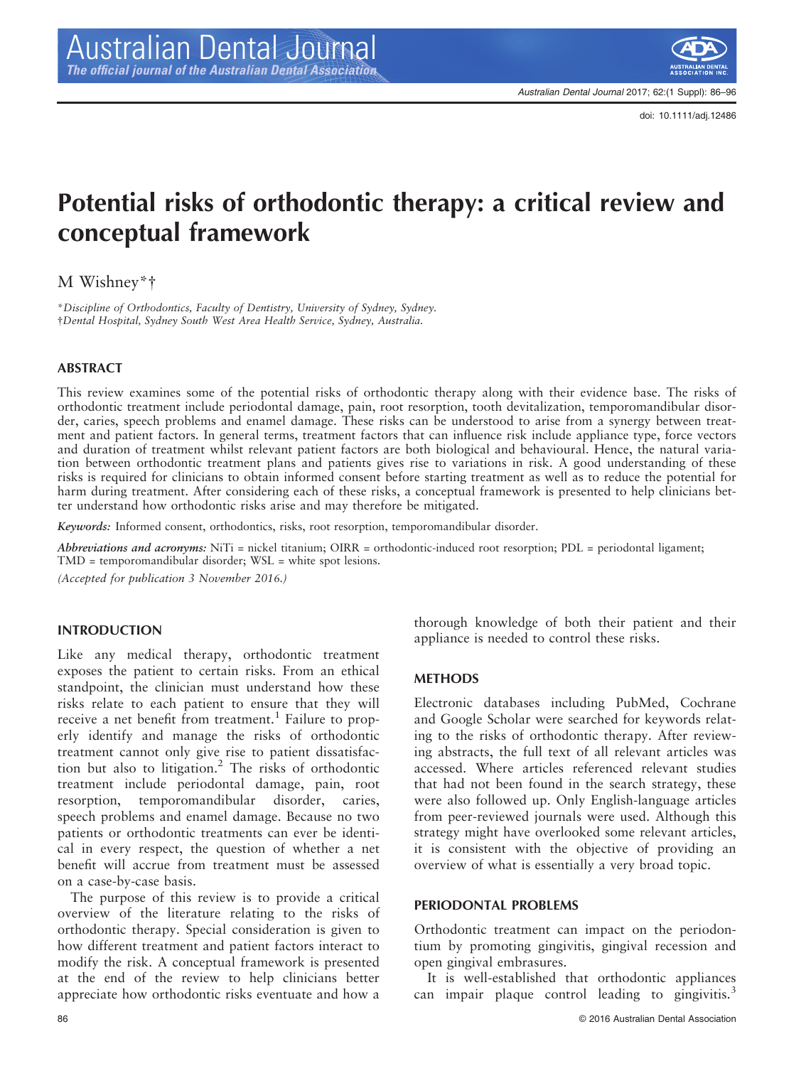# Potential risks of orthodontic therapy: a critical review and conceptual framework

M Wishney*†

*Discipline of Orthodontics, Faculty of Dentistry, University of Sydney, Sydney.
†Dental Hospital, Sydney South West Area Health Service, Sydney, Australia.

## ABSTRACT

This review examines some of the potential risks of orthodontic therapy along with their evidence base. The risks of orthodontic treatment include periodontal damage, pain, root resorption, tooth devitalization, temporomandibular disorder, caries, speech problems and enamel damage. These risks can be understood to arise from a synergy between treatment and patient factors. In general terms, treatment factors that can influence risk include appliance type, force vectors and duration of treatment whilst relevant patient factors are both biological and behavioural. Hence, the natural variation between orthodontic treatment plans and patients gives rise to variations in risk. A good understanding of these risks is required for clinicians to obtain informed consent before starting treatment as well as to reduce the potential for harm during treatment. After considering each of these risks, a conceptual framework is presented to help clinicians better understand how orthodontic risks arise and may therefore be mitigated.

*Keywords:* Informed consent, orthodontics, risks, root resorption, temporomandibular disorder.

*Abbreviations and acronyms:* NiTi = nickel titanium; OIRR = orthodontic-induced root resorption; PDL = periodontal ligament; TMD = temporomandibular disorder; WSL = white spot lesions.

*(Accepted for publication 3 November 2016.)*

## INTRODUCTION

Like any medical therapy, orthodontic treatment exposes the patient to certain risks. From an ethical standpoint, the clinician must understand how these risks relate to each patient to ensure that they will receive a net benefit from treatment.[1] Failure to properly identify and manage the risks of orthodontic treatment cannot only give rise to patient dissatisfaction but also to litigation.[2] The risks of orthodontic treatment include periodontal damage, pain, root resorption, temporomandibular disorder, caries, speech problems and enamel damage. Because no two patients or orthodontic treatments can ever be identical in every respect, the question of whether a net benefit will accrue from treatment must be assessed on a case-by-case basis.

The purpose of this review is to provide a critical overview of the literature relating to the risks of orthodontic therapy. Special consideration is given to how different treatment and patient factors interact to modify the risk. A conceptual framework is presented at the end of the review to help clinicians better appreciate how orthodontic risks eventuate and how a thorough knowledge of both their patient and their appliance is needed to control these risks.

## METHODS

Electronic databases including PubMed, Cochrane and Google Scholar were searched for keywords relating to the risks of orthodontic therapy. After reviewing abstracts, the full text of all relevant articles was accessed. Where articles referenced relevant studies that had not been found in the search strategy, these were also followed up. Only English-language articles from peer-reviewed journals were used. Although this strategy might have overlooked some relevant articles, it is consistent with the objective of providing an overview of what is essentially a very broad topic.

## PERIODONTAL PROBLEMS

Orthodontic treatment can impact on the periodontium by promoting gingivitis, gingival recession and open gingival embrasures.

It is well-established that orthodontic appliances can impair plaque control leading to gingivitis.[3]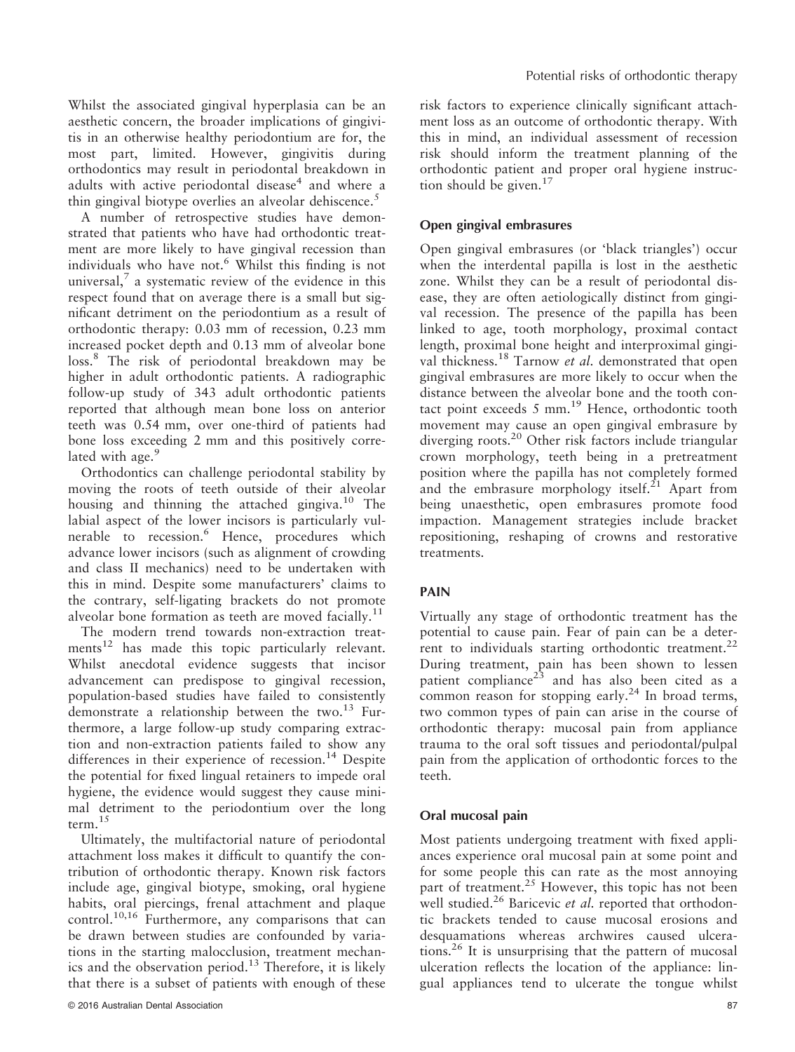Whilst the associated gingival hyperplasia can be an aesthetic concern, the broader implications of gingivitis in an otherwise healthy periodontium are for, the most part, limited. However, gingivitis during orthodontics may result in periodontal breakdown in adults with active periodontal disease[4] and where a thin gingival biotype overlies an alveolar dehiscence.[5]

A number of retrospective studies have demonstrated that patients who have had orthodontic treatment are more likely to have gingival recession than individuals who have not.[6] Whilst this finding is not universal,[7] a systematic review of the evidence in this respect found that on average there is a small but significant detriment on the periodontium as a result of orthodontic therapy: 0.03 mm of recession, 0.23 mm increased pocket depth and 0.13 mm of alveolar bone loss.[8] The risk of periodontal breakdown may be higher in adult orthodontic patients. A radiographic follow-up study of 343 adult orthodontic patients reported that although mean bone loss on anterior teeth was 0.54 mm, over one-third of patients had bone loss exceeding 2 mm and this positively correlated with age.[9]

Orthodontics can challenge periodontal stability by moving the roots of teeth outside of their alveolar housing and thinning the attached gingiva.[10] The labial aspect of the lower incisors is particularly vulnerable to recession.[6] Hence, procedures which advance lower incisors (such as alignment of crowding and class II mechanics) need to be undertaken with this in mind. Despite some manufacturers' claims to the contrary, self-ligating brackets do not promote alveolar bone formation as teeth are moved facially.[11]

The modern trend towards non-extraction treatments[12] has made this topic particularly relevant. Whilst anecdotal evidence suggests that incisor advancement can predispose to gingival recession, population-based studies have failed to consistently demonstrate a relationship between the two.[13] Furthermore, a large follow-up study comparing extraction and non-extraction patients failed to show any differences in their experience of recession.[14] Despite the potential for fixed lingual retainers to impede oral hygiene, the evidence would suggest they cause minimal detriment to the periodontium over the long term.[15]

Ultimately, the multifactorial nature of periodontal attachment loss makes it difficult to quantify the contribution of orthodontic therapy. Known risk factors include age, gingival biotype, smoking, oral hygiene habits, oral piercings, frenal attachment and plaque control.[10,16] Furthermore, any comparisons that can be drawn between studies are confounded by variations in the starting malocclusion, treatment mechanics and the observation period.[13] Therefore, it is likely that there is a subset of patients with enough of these risk factors to experience clinically significant attachment loss as an outcome of orthodontic therapy. With this in mind, an individual assessment of recession risk should inform the treatment planning of the orthodontic patient and proper oral hygiene instruction should be given.[17]

### Open gingival embrasures

Open gingival embrasures (or 'black triangles') occur when the interdental papilla is lost in the aesthetic zone. Whilst they can be a result of periodontal disease, they are often aetiologically distinct from gingival recession. The presence of the papilla has been linked to age, tooth morphology, proximal contact length, proximal bone height and interproximal gingival thickness.[18] Tarnow *et al.* demonstrated that open gingival embrasures are more likely to occur when the distance between the alveolar bone and the tooth contact point exceeds 5 mm.[19] Hence, orthodontic tooth movement may cause an open gingival embrasure by diverging roots.[20] Other risk factors include triangular crown morphology, teeth being in a pretreatment position where the papilla has not completely formed and the embrasure morphology itself.[21] Apart from being unaesthetic, open embrasures promote food impaction. Management strategies include bracket repositioning, reshaping of crowns and restorative treatments.

## PAIN

Virtually any stage of orthodontic treatment has the potential to cause pain. Fear of pain can be a deterrent to individuals starting orthodontic treatment.[22] During treatment, pain has been shown to lessen patient compliance[23] and has also been cited as a common reason for stopping early.[24] In broad terms, two common types of pain can arise in the course of orthodontic therapy: mucosal pain from appliance trauma to the oral soft tissues and periodontal/pulpal pain from the application of orthodontic forces to the teeth.

### Oral mucosal pain

Most patients undergoing treatment with fixed appliances experience oral mucosal pain at some point and for some people this can rate as the most annoying part of treatment.[25] However, this topic has not been well studied.[26] Baricevic *et al.* reported that orthodontic brackets tended to cause mucosal erosions and desquamations whereas archwires caused ulcerations.[26] It is unsurprising that the pattern of mucosal ulceration reflects the location of the appliance: lingual appliances tend to ulcerate the tongue whilst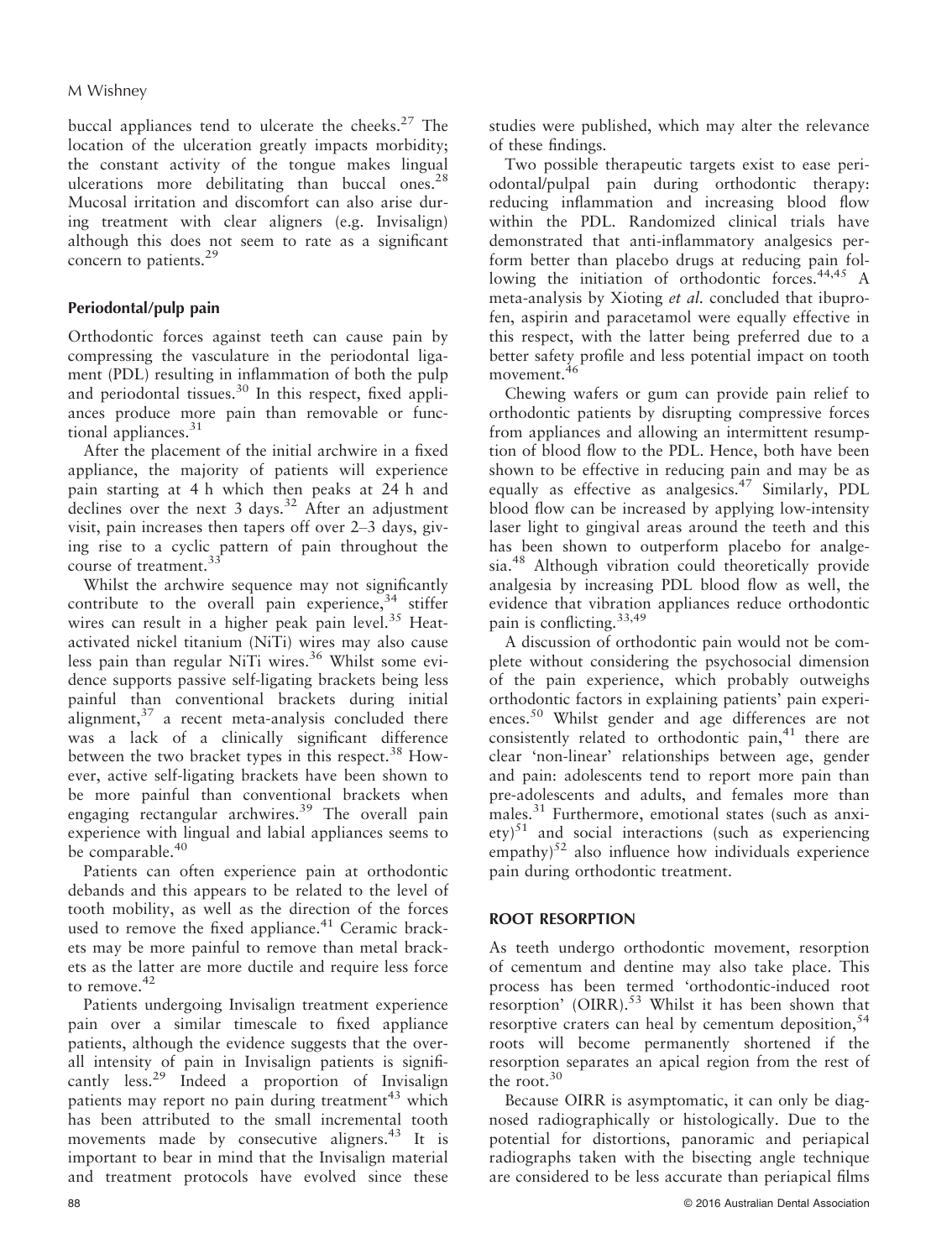buccal appliances tend to ulcerate the cheeks.[27] The location of the ulceration greatly impacts morbidity; the constant activity of the tongue makes lingual ulcerations more debilitating than buccal ones.[28] Mucosal irritation and discomfort can also arise during treatment with clear aligners (e.g. Invisalign) although this does not seem to rate as a significant concern to patients.[29]

### Periodontal/pulp pain

Orthodontic forces against teeth can cause pain by compressing the vasculature in the periodontal ligament (PDL) resulting in inflammation of both the pulp and periodontal tissues.[30] In this respect, fixed appliances produce more pain than removable or functional appliances.[31]

After the placement of the initial archwire in a fixed appliance, the majority of patients will experience pain starting at 4 h which then peaks at 24 h and declines over the next 3 days.[32] After an adjustment visit, pain increases then tapers off over 2–3 days, giving rise to a cyclic pattern of pain throughout the course of treatment.[33]

Whilst the archwire sequence may not significantly contribute to the overall pain experience,[34] stiffer wires can result in a higher peak pain level.[35] Heat-activated nickel titanium (NiTi) wires may also cause less pain than regular NiTi wires.[36] Whilst some evidence supports passive self-ligating brackets being less painful than conventional brackets during initial alignment,[37] a recent meta-analysis concluded there was a lack of a clinically significant difference between the two bracket types in this respect.[38] However, active self-ligating brackets have been shown to be more painful than conventional brackets when engaging rectangular archwires.[39] The overall pain experience with lingual and labial appliances seems to be comparable.[40]

Patients can often experience pain at orthodontic debands and this appears to be related to the level of tooth mobility, as well as the direction of the forces used to remove the fixed appliance.[41] Ceramic brackets may be more painful to remove than metal brackets as the latter are more ductile and require less force to remove.[42]

Patients undergoing Invisalign treatment experience pain over a similar timescale to fixed appliance patients, although the evidence suggests that the overall intensity of pain in Invisalign patients is significantly less.[29] Indeed a proportion of Invisalign patients may report no pain during treatment[43] which has been attributed to the small incremental tooth movements made by consecutive aligners.[43] It is important to bear in mind that the Invisalign material and treatment protocols have evolved since these studies were published, which may alter the relevance of these findings.

Two possible therapeutic targets exist to ease periodontal/pulpal pain during orthodontic therapy: reducing inflammation and increasing blood flow within the PDL. Randomized clinical trials have demonstrated that anti-inflammatory analgesics perform better than placebo drugs at reducing pain following the initiation of orthodontic forces.[44,45] A meta-analysis by Xioting *et al.* concluded that ibuprofen, aspirin and paracetamol were equally effective in this respect, with the latter being preferred due to a better safety profile and less potential impact on tooth movement.[46]

Chewing wafers or gum can provide pain relief to orthodontic patients by disrupting compressive forces from appliances and allowing an intermittent resumption of blood flow to the PDL. Hence, both have been shown to be effective in reducing pain and may be as equally as effective as analgesics.[47] Similarly, PDL blood flow can be increased by applying low-intensity laser light to gingival areas around the teeth and this has been shown to outperform placebo for analgesia.[48] Although vibration could theoretically provide analgesia by increasing PDL blood flow as well, the evidence that vibration appliances reduce orthodontic pain is conflicting.[33,49]

A discussion of orthodontic pain would not be complete without considering the psychosocial dimension of the pain experience, which probably outweighs orthodontic factors in explaining patients' pain experiences.[50] Whilst gender and age differences are not consistently related to orthodontic pain,[41] there are clear 'non-linear' relationships between age, gender and pain: adolescents tend to report more pain than pre-adolescents and adults, and females more than males.[31] Furthermore, emotional states (such as anxiety)[51] and social interactions (such as experiencing empathy)[52] also influence how individuals experience pain during orthodontic treatment.

## ROOT RESORPTION

As teeth undergo orthodontic movement, resorption of cementum and dentine may also take place. This process has been termed 'orthodontic-induced root resorption' (OIRR).[53] Whilst it has been shown that resorptive craters can heal by cementum deposition,[54] roots will become permanently shortened if the resorption separates an apical region from the rest of the root.[30]

Because OIRR is asymptomatic, it can only be diagnosed radiographically or histologically. Due to the potential for distortions, panoramic and periapical radiographs taken with the bisecting angle technique are considered to be less accurate than periapical films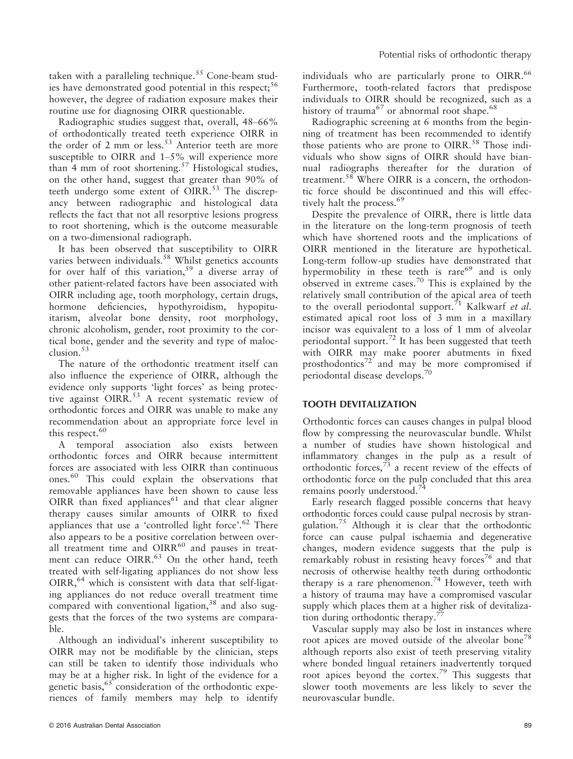taken with a paralleling technique.[55] Cone-beam studies have demonstrated good potential in this respect;[56] however, the degree of radiation exposure makes their routine use for diagnosing OIRR questionable.

Radiographic studies suggest that, overall, 48–66% of orthodontically treated teeth experience OIRR in the order of 2 mm or less.[53] Anterior teeth are more susceptible to OIRR and 1–5% will experience more than 4 mm of root shortening.[57] Histological studies, on the other hand, suggest that greater than 90% of teeth undergo some extent of OIRR.[53] The discrepancy between radiographic and histological data reflects the fact that not all resorptive lesions progress to root shortening, which is the outcome measurable on a two-dimensional radiograph.

It has been observed that susceptibility to OIRR varies between individuals.[58] Whilst genetics accounts for over half of this variation,[59] a diverse array of other patient-related factors have been associated with OIRR including age, tooth morphology, certain drugs, hormone deficiencies, hypothyroidism, hypopituitarism, alveolar bone density, root morphology, chronic alcoholism, gender, root proximity to the cortical bone, gender and the severity and type of malocclusion.[53]

The nature of the orthodontic treatment itself can also influence the experience of OIRR, although the evidence only supports 'light forces' as being protective against OIRR.[53] A recent systematic review of orthodontic forces and OIRR was unable to make any recommendation about an appropriate force level in this respect.[60]

A temporal association also exists between orthodontic forces and OIRR because intermittent forces are associated with less OIRR than continuous ones.[60] This could explain the observations that removable appliances have been shown to cause less OIRR than fixed appliances[61] and that clear aligner therapy causes similar amounts of OIRR to fixed appliances that use a 'controlled light force'.[62] There also appears to be a positive correlation between overall treatment time and OIRR[60] and pauses in treatment can reduce OIRR.[63] On the other hand, teeth treated with self-ligating appliances do not show less OIRR,[64] which is consistent with data that self-ligating appliances do not reduce overall treatment time compared with conventional ligation,[38] and also suggests that the forces of the two systems are comparable.

Although an individual's inherent susceptibility to OIRR may not be modifiable by the clinician, steps can still be taken to identify those individuals who may be at a higher risk. In light of the evidence for a genetic basis,[65] consideration of the orthodontic experiences of family members may help to identify individuals who are particularly prone to OIRR.[66] Furthermore, tooth-related factors that predispose individuals to OIRR should be recognized, such as a history of trauma[67] or abnormal root shape.[68]

Radiographic screening at 6 months from the beginning of treatment has been recommended to identify those patients who are prone to OIRR.[58] Those individuals who show signs of OIRR should have biannual radiographs thereafter for the duration of treatment.[58] Where OIRR is a concern, the orthodontic force should be discontinued and this will effectively halt the process.[69]

Despite the prevalence of OIRR, there is little data in the literature on the long-term prognosis of teeth which have shortened roots and the implications of OIRR mentioned in the literature are hypothetical. Long-term follow-up studies have demonstrated that hypermobility in these teeth is rare[69] and is only observed in extreme cases.[70] This is explained by the relatively small contribution of the apical area of teeth to the overall periodontal support.[71] Kalkwarf *et al.* estimated apical root loss of 3 mm in a maxillary incisor was equivalent to a loss of 1 mm of alveolar periodontal support.[72] It has been suggested that teeth with OIRR may make poorer abutments in fixed prosthodontics[72] and may be more compromised if periodontal disease develops.[70]

## TOOTH DEVITALIZATION

Orthodontic forces can causes changes in pulpal blood flow by compressing the neurovascular bundle. Whilst a number of studies have shown histological and inflammatory changes in the pulp as a result of orthodontic forces,[73] a recent review of the effects of orthodontic force on the pulp concluded that this area remains poorly understood.[74]

Early research flagged possible concerns that heavy orthodontic forces could cause pulpal necrosis by strangulation.[75] Although it is clear that the orthodontic force can cause pulpal ischaemia and degenerative changes, modern evidence suggests that the pulp is remarkably robust in resisting heavy forces[76] and that necrosis of otherwise healthy teeth during orthodontic therapy is a rare phenomenon.[74] However, teeth with a history of trauma may have a compromised vascular supply which places them at a higher risk of devitalization during orthodontic therapy.[77]

Vascular supply may also be lost in instances where root apices are moved outside of the alveolar bone[78] although reports also exist of teeth preserving vitality where bonded lingual retainers inadvertently torqued root apices beyond the cortex.[79] This suggests that slower tooth movements are less likely to sever the neurovascular bundle.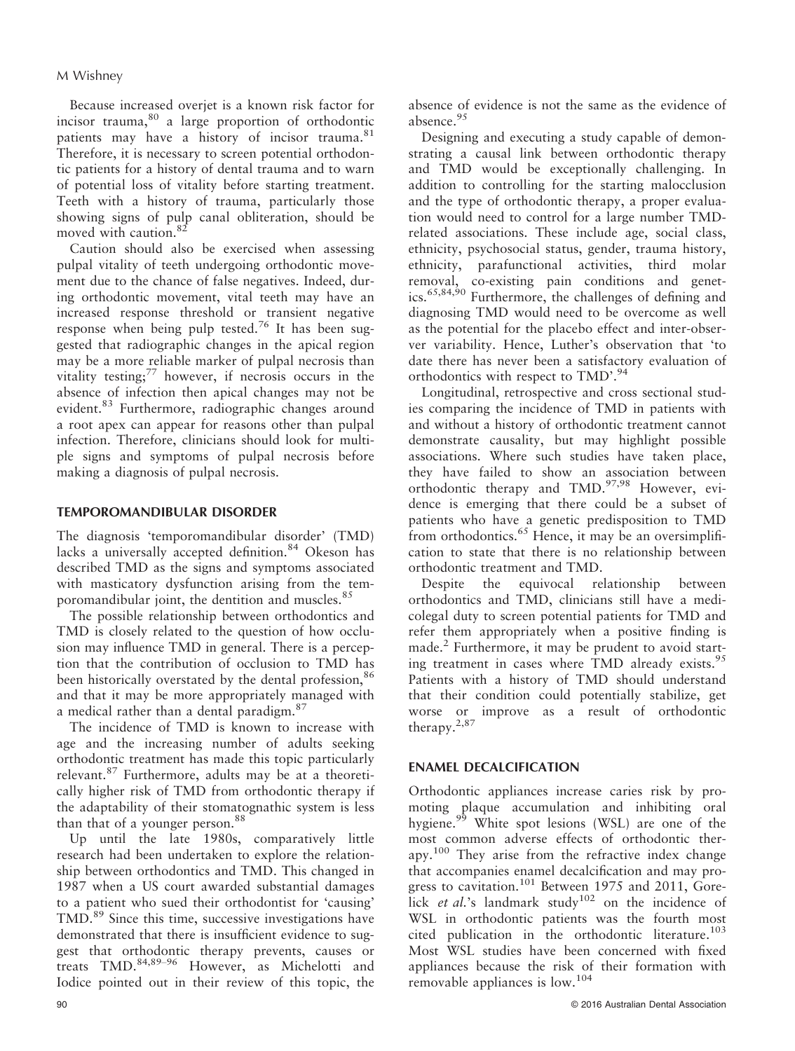Because increased overjet is a known risk factor for incisor trauma,[80] a large proportion of orthodontic patients may have a history of incisor trauma.[81] Therefore, it is necessary to screen potential orthodontic patients for a history of dental trauma and to warn of potential loss of vitality before starting treatment. Teeth with a history of trauma, particularly those showing signs of pulp canal obliteration, should be moved with caution.[82]

Caution should also be exercised when assessing pulpal vitality of teeth undergoing orthodontic movement due to the chance of false negatives. Indeed, during orthodontic movement, vital teeth may have an increased response threshold or transient negative response when being pulp tested.[76] It has been suggested that radiographic changes in the apical region may be a more reliable marker of pulpal necrosis than vitality testing;[77] however, if necrosis occurs in the absence of infection then apical changes may not be evident.[83] Furthermore, radiographic changes around a root apex can appear for reasons other than pulpal infection. Therefore, clinicians should look for multiple signs and symptoms of pulpal necrosis before making a diagnosis of pulpal necrosis.

## TEMPOROMANDIBULAR DISORDER

The diagnosis 'temporomandibular disorder' (TMD) lacks a universally accepted definition.[84] Okeson has described TMD as the signs and symptoms associated with masticatory dysfunction arising from the temporomandibular joint, the dentition and muscles.[85]

The possible relationship between orthodontics and TMD is closely related to the question of how occlusion may influence TMD in general. There is a perception that the contribution of occlusion to TMD has been historically overstated by the dental profession,[86] and that it may be more appropriately managed with a medical rather than a dental paradigm.[87]

The incidence of TMD is known to increase with age and the increasing number of adults seeking orthodontic treatment has made this topic particularly relevant.[87] Furthermore, adults may be at a theoretically higher risk of TMD from orthodontic therapy if the adaptability of their stomatognathic system is less than that of a younger person.[88]

Up until the late 1980s, comparatively little research had been undertaken to explore the relationship between orthodontics and TMD. This changed in 1987 when a US court awarded substantial damages to a patient who sued their orthodontist for 'causing' TMD.[89] Since this time, successive investigations have demonstrated that there is insufficient evidence to suggest that orthodontic therapy prevents, causes or treats TMD.[84,89–96] However, as Michelotti and Iodice pointed out in their review of this topic, the absence of evidence is not the same as the evidence of absence.[95]

Designing and executing a study capable of demonstrating a causal link between orthodontic therapy and TMD would be exceptionally challenging. In addition to controlling for the starting malocclusion and the type of orthodontic therapy, a proper evaluation would need to control for a large number TMD-related associations. These include age, social class, ethnicity, psychosocial status, gender, trauma history, ethnicity, parafunctional activities, third molar removal, co-existing pain conditions and genetics.[65,84,90] Furthermore, the challenges of defining and diagnosing TMD would need to be overcome as well as the potential for the placebo effect and inter-observer variability. Hence, Luther's observation that 'to date there has never been a satisfactory evaluation of orthodontics with respect to TMD'.[94]

Longitudinal, retrospective and cross sectional studies comparing the incidence of TMD in patients with and without a history of orthodontic treatment cannot demonstrate causality, but may highlight possible associations. Where such studies have taken place, they have failed to show an association between orthodontic therapy and TMD.[97,98] However, evidence is emerging that there could be a subset of patients who have a genetic predisposition to TMD from orthodontics.[65] Hence, it may be an oversimplification to state that there is no relationship between orthodontic treatment and TMD.

Despite the equivocal relationship between orthodontics and TMD, clinicians still have a medicolegal duty to screen potential patients for TMD and refer them appropriately when a positive finding is made.[2] Furthermore, it may be prudent to avoid starting treatment in cases where TMD already exists.[95] Patients with a history of TMD should understand that their condition could potentially stabilize, get worse or improve as a result of orthodontic therapy.[2,87]

## ENAMEL DECALCIFICATION

Orthodontic appliances increase caries risk by promoting plaque accumulation and inhibiting oral hygiene.[99] White spot lesions (WSL) are one of the most common adverse effects of orthodontic therapy.[100] They arise from the refractive index change that accompanies enamel decalcification and may progress to cavitation.[101] Between 1975 and 2011, Gorelick *et al.*'s landmark study[102] on the incidence of WSL in orthodontic patients was the fourth most cited publication in the orthodontic literature.[103] Most WSL studies have been concerned with fixed appliances because the risk of their formation with removable appliances is low.[104]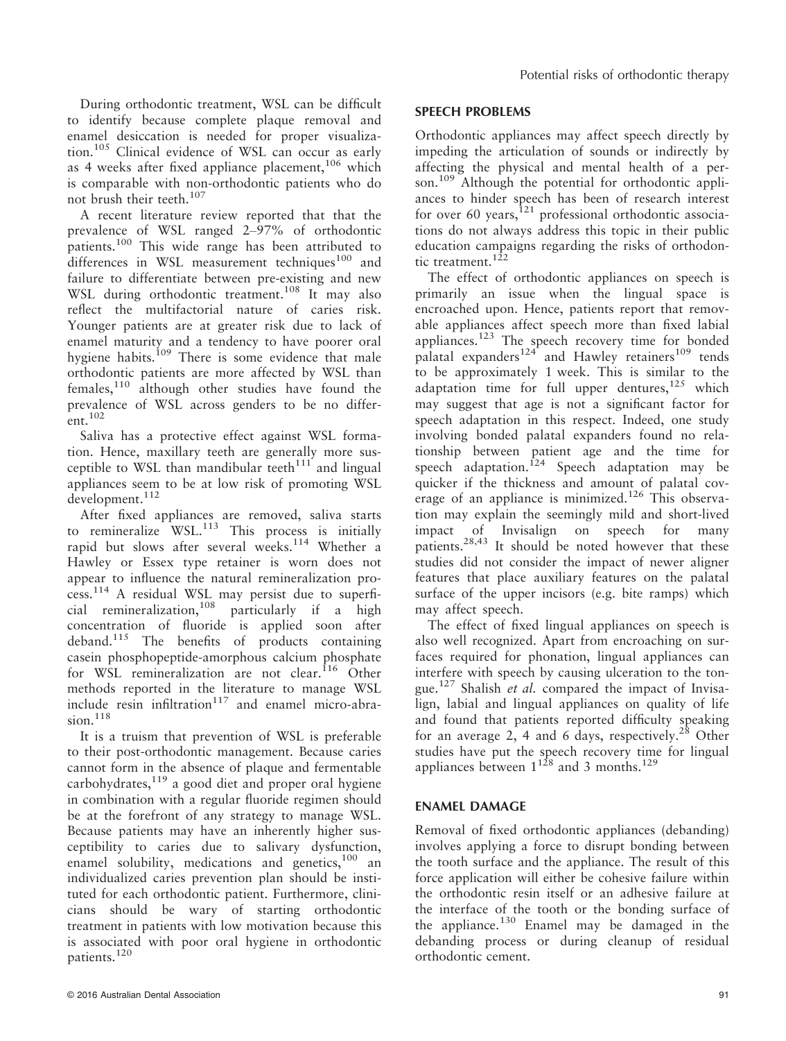During orthodontic treatment, WSL can be difficult to identify because complete plaque removal and enamel desiccation is needed for proper visualization.[105] Clinical evidence of WSL can occur as early as 4 weeks after fixed appliance placement,[106] which is comparable with non-orthodontic patients who do not brush their teeth.[107]

A recent literature review reported that that the prevalence of WSL ranged 2–97% of orthodontic patients.[100] This wide range has been attributed to differences in WSL measurement techniques[100] and failure to differentiate between pre-existing and new WSL during orthodontic treatment.[108] It may also reflect the multifactorial nature of caries risk. Younger patients are at greater risk due to lack of enamel maturity and a tendency to have poorer oral hygiene habits.[109] There is some evidence that male orthodontic patients are more affected by WSL than females,[110] although other studies have found the prevalence of WSL across genders to be no different.[102]

Saliva has a protective effect against WSL formation. Hence, maxillary teeth are generally more susceptible to WSL than mandibular teeth[111] and lingual appliances seem to be at low risk of promoting WSL development.[112]

After fixed appliances are removed, saliva starts to remineralize WSL.[113] This process is initially rapid but slows after several weeks.[114] Whether a Hawley or Essex type retainer is worn does not appear to influence the natural remineralization process.[114] A residual WSL may persist due to superficial remineralization,[108] particularly if a high concentration of fluoride is applied soon after deband.[115] The benefits of products containing casein phosphopeptide-amorphous calcium phosphate for WSL remineralization are not clear.[116] Other methods reported in the literature to manage WSL include resin infiltration[117] and enamel micro-abrasion.[118]

It is a truism that prevention of WSL is preferable to their post-orthodontic management. Because caries cannot form in the absence of plaque and fermentable carbohydrates,[119] a good diet and proper oral hygiene in combination with a regular fluoride regimen should be at the forefront of any strategy to manage WSL. Because patients may have an inherently higher susceptibility to caries due to salivary dysfunction, enamel solubility, medications and genetics,[100] an individualized caries prevention plan should be instituted for each orthodontic patient. Furthermore, clinicians should be wary of starting orthodontic treatment in patients with low motivation because this is associated with poor oral hygiene in orthodontic patients.[120]

## SPEECH PROBLEMS

Orthodontic appliances may affect speech directly by impeding the articulation of sounds or indirectly by affecting the physical and mental health of a person.[109] Although the potential for orthodontic appliances to hinder speech has been of research interest for over 60 years,[121] professional orthodontic associations do not always address this topic in their public education campaigns regarding the risks of orthodontic treatment.[122]

The effect of orthodontic appliances on speech is primarily an issue when the lingual space is encroached upon. Hence, patients report that removable appliances affect speech more than fixed labial appliances.[123] The speech recovery time for bonded palatal expanders[124] and Hawley retainers[109] tends to be approximately 1 week. This is similar to the adaptation time for full upper dentures,[125] which may suggest that age is not a significant factor for speech adaptation in this respect. Indeed, one study involving bonded palatal expanders found no relationship between patient age and the time for speech adaptation.[124] Speech adaptation may be quicker if the thickness and amount of palatal coverage of an appliance is minimized.[126] This observation may explain the seemingly mild and short-lived impact of Invisalign on speech for many patients.[28,43] It should be noted however that these studies did not consider the impact of newer aligner features that place auxiliary features on the palatal surface of the upper incisors (e.g. bite ramps) which may affect speech.

The effect of fixed lingual appliances on speech is also well recognized. Apart from encroaching on surfaces required for phonation, lingual appliances can interfere with speech by causing ulceration to the tongue.[127] Shalish *et al.* compared the impact of Invisalign, labial and lingual appliances on quality of life and found that patients reported difficulty speaking for an average 2, 4 and 6 days, respectively.[28] Other studies have put the speech recovery time for lingual appliances between 1[128] and 3 months.[129]

## ENAMEL DAMAGE

Removal of fixed orthodontic appliances (debanding) involves applying a force to disrupt bonding between the tooth surface and the appliance. The result of this force application will either be cohesive failure within the orthodontic resin itself or an adhesive failure at the interface of the tooth or the bonding surface of the appliance.[130] Enamel may be damaged in the debanding process or during cleanup of residual orthodontic cement.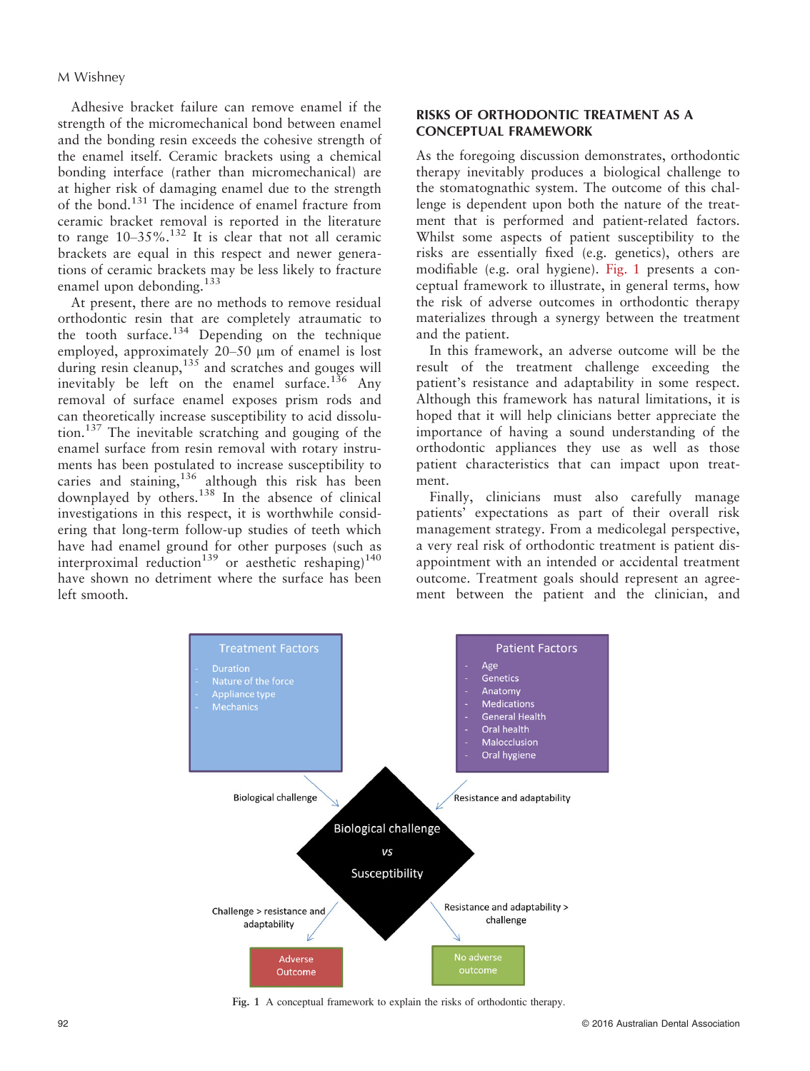Adhesive bracket failure can remove enamel if the strength of the micromechanical bond between enamel and the bonding resin exceeds the cohesive strength of the enamel itself. Ceramic brackets using a chemical bonding interface (rather than micromechanical) are at higher risk of damaging enamel due to the strength of the bond.[131] The incidence of enamel fracture from ceramic bracket removal is reported in the literature to range 10–35%.[132] It is clear that not all ceramic brackets are equal in this respect and newer generations of ceramic brackets may be less likely to fracture enamel upon debonding.[133]

At present, there are no methods to remove residual orthodontic resin that are completely atraumatic to the tooth surface.[134] Depending on the technique employed, approximately 20–50 μm of enamel is lost during resin cleanup,[135] and scratches and gouges will inevitably be left on the enamel surface.[136] Any removal of surface enamel exposes prism rods and can theoretically increase susceptibility to acid dissolution.[137] The inevitable scratching and gouging of the enamel surface from resin removal with rotary instruments has been postulated to increase susceptibility to caries and staining,[136] although this risk has been downplayed by others.[138] In the absence of clinical investigations in this respect, it is worthwhile considering that long-term follow-up studies of teeth which have had enamel ground for other purposes (such as interproximal reduction[139] or aesthetic reshaping)[140] have shown no detriment where the surface has been left smooth.

## RISKS OF ORTHODONTIC TREATMENT AS A CONCEPTUAL FRAMEWORK

As the foregoing discussion demonstrates, orthodontic therapy inevitably produces a biological challenge to the stomatognathic system. The outcome of this challenge is dependent upon both the nature of the treatment that is performed and patient-related factors. Whilst some aspects of patient susceptibility to the risks are essentially fixed (e.g. genetics), others are modifiable (e.g. oral hygiene). Fig. 1 presents a conceptual framework to illustrate, in general terms, how the risk of adverse outcomes in orthodontic therapy materializes through a synergy between the treatment and the patient.

In this framework, an adverse outcome will be the result of the treatment challenge exceeding the patient's resistance and adaptability in some respect. Although this framework has natural limitations, it is hoped that it will help clinicians better appreciate the importance of having a sound understanding of the orthodontic appliances they use as well as those patient characteristics that can impact upon treatment.

Finally, clinicians must also carefully manage patients' expectations as part of their overall risk management strategy. From a medicolegal perspective, a very real risk of orthodontic treatment is patient disappointment with an intended or accidental treatment outcome. Treatment goals should represent an agreement between the patient and the clinician, and

Treatment Factors
- Duration
- Nature of the force
- Appliance type
- Mechanics

Patient Factors
- Age
- Genetics
- Anatomy
- Medications
- General Health
- Oral health
- Malocclusion
- Oral hygiene

Biological challenge

Resistance and adaptability

Biological challenge vs Susceptibility

Challenge > resistance and adaptability

Resistance and adaptability > challenge

Adverse Outcome

No adverse outcome

Fig. 1 A conceptual framework to explain the risks of orthodontic therapy.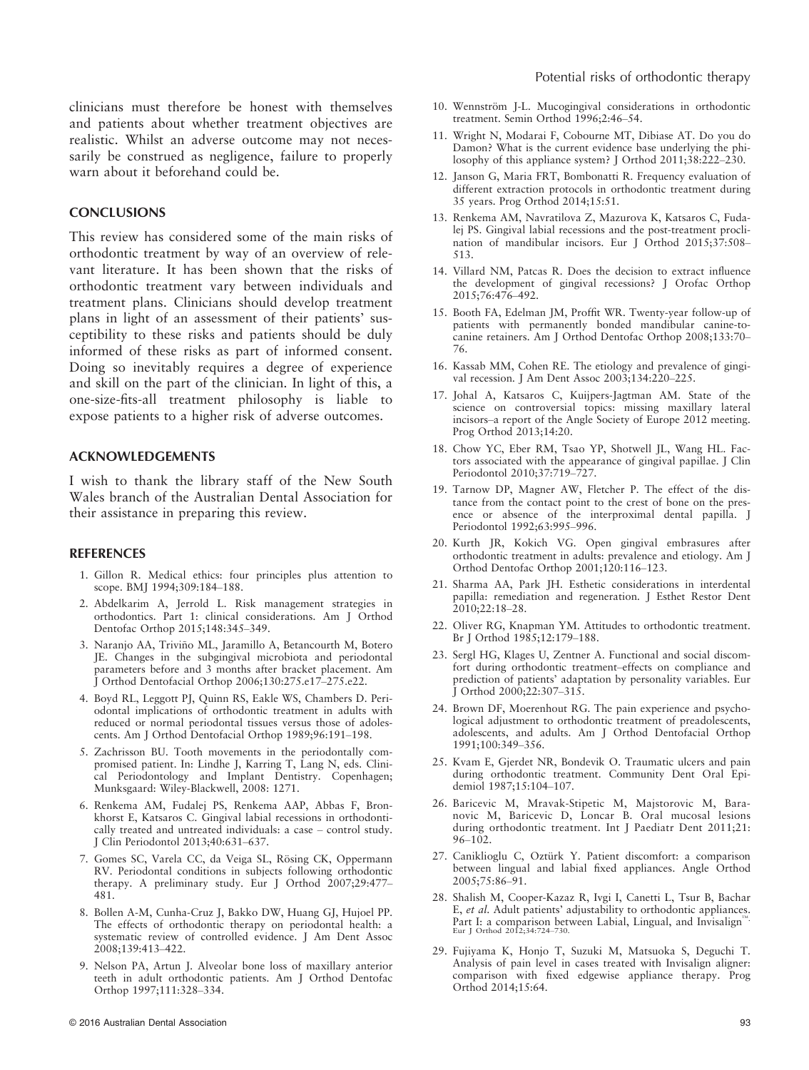clinicians must therefore be honest with themselves and patients about whether treatment objectives are realistic. Whilst an adverse outcome may not necessarily be construed as negligence, failure to properly warn about it beforehand could be.

## CONCLUSIONS

This review has considered some of the main risks of orthodontic treatment by way of an overview of relevant literature. It has been shown that the risks of orthodontic treatment vary between individuals and treatment plans. Clinicians should develop treatment plans in light of an assessment of their patients' susceptibility to these risks and patients should be duly informed of these risks as part of informed consent. Doing so inevitably requires a degree of experience and skill on the part of the clinician. In light of this, a one-size-fits-all treatment philosophy is liable to expose patients to a higher risk of adverse outcomes.

## ACKNOWLEDGEMENTS

I wish to thank the library staff of the New South Wales branch of the Australian Dental Association for their assistance in preparing this review.

## REFERENCES

1. Gillon R. Medical ethics: four principles plus attention to scope. BMJ 1994;309:184–188.
2. Abdelkarim A, Jerrold L. Risk management strategies in orthodontics. Part 1: clinical considerations. Am J Orthod Dentofac Orthop 2015;148:345–349.
3. Naranjo AA, Triviño ML, Jaramillo A, Betancourth M, Botero JE. Changes in the subgingival microbiota and periodontal parameters before and 3 months after bracket placement. Am J Orthod Dentofacial Orthop 2006;130:275.e17–275.e22.
4. Boyd RL, Leggott PJ, Quinn RS, Eakle WS, Chambers D. Periodontal implications of orthodontic treatment in adults with reduced or normal periodontal tissues versus those of adolescents. Am J Orthod Dentofacial Orthop 1989;96:191–198.
5. Zachrisson BU. Tooth movements in the periodontally compromised patient. In: Lindhe J, Karring T, Lang N, eds. Clinical Periodontology and Implant Dentistry. Copenhagen; Munksgaard: Wiley-Blackwell, 2008: 1271.
6. Renkema AM, Fudalej PS, Renkema AAP, Abbas F, Bronkhorst E, Katsaros C. Gingival labial recessions in orthodontically treated and untreated individuals: a case – control study. J Clin Periodontol 2013;40:631–637.
7. Gomes SC, Varela CC, da Veiga SL, Rösing CK, Oppermann RV. Periodontal conditions in subjects following orthodontic therapy. A preliminary study. Eur J Orthod 2007;29:477–481.
8. Bollen A-M, Cunha-Cruz J, Bakko DW, Huang GJ, Hujoel PP. The effects of orthodontic therapy on periodontal health: a systematic review of controlled evidence. J Am Dent Assoc 2008;139:413–422.
9. Nelson PA, Artun J. Alveolar bone loss of maxillary anterior teeth in adult orthodontic patients. Am J Orthod Dentofac Orthop 1997;111:328–334.
10. Wennström J-L. Mucogingival considerations in orthodontic treatment. Semin Orthod 1996;2:46–54.
11. Wright N, Modarai F, Cobourne MT, Dibiase AT. Do you do Damon? What is the current evidence base underlying the philosophy of this appliance system? J Orthod 2011;38:222–230.
12. Janson G, Maria FRT, Bombonatti R. Frequency evaluation of different extraction protocols in orthodontic treatment during 35 years. Prog Orthod 2014;15:51.
13. Renkema AM, Navratilova Z, Mazurova K, Katsaros C, Fudalej PS. Gingival labial recessions and the post-treatment proclination of mandibular incisors. Eur J Orthod 2015;37:508–513.
14. Villard NM, Patcas R. Does the decision to extract influence the development of gingival recessions? J Orofac Orthop 2015;76:476–492.
15. Booth FA, Edelman JM, Proffit WR. Twenty-year follow-up of patients with permanently bonded mandibular canine-to-canine retainers. Am J Orthod Dentofac Orthop 2008;133:70–76.
16. Kassab MM, Cohen RE. The etiology and prevalence of gingival recession. J Am Dent Assoc 2003;134:220–225.
17. Johal A, Katsaros C, Kuijpers-Jagtman AM. State of the science on controversial topics: missing maxillary lateral incisors–a report of the Angle Society of Europe 2012 meeting. Prog Orthod 2013;14:20.
18. Chow YC, Eber RM, Tsao YP, Shotwell JL, Wang HL. Factors associated with the appearance of gingival papillae. J Clin Periodontol 2010;37:719–727.
19. Tarnow DP, Magner AW, Fletcher P. The effect of the distance from the contact point to the crest of bone on the presence or absence of the interproximal dental papilla. J Periodontol 1992;63:995–996.
20. Kurth JR, Kokich VG. Open gingival embrasures after orthodontic treatment in adults: prevalence and etiology. Am J Orthod Dentofac Orthop 2001;120:116–123.
21. Sharma AA, Park JH. Esthetic considerations in interdental papilla: remediation and regeneration. J Esthet Restor Dent 2010;22:18–28.
22. Oliver RG, Knapman YM. Attitudes to orthodontic treatment. Br J Orthod 1985;12:179–188.
23. Sergl HG, Klages U, Zentner A. Functional and social discomfort during orthodontic treatment–effects on compliance and prediction of patients' adaptation by personality variables. Eur J Orthod 2000;22:307–315.
24. Brown DF, Moerenhout RG. The pain experience and psychological adjustment to orthodontic treatment of preadolescents, adolescents, and adults. Am J Orthod Dentofacial Orthop 1991;100:349–356.
25. Kvam E, Gjerdet NR, Bondevik O. Traumatic ulcers and pain during orthodontic treatment. Community Dent Oral Epidemiol 1987;15:104–107.
26. Baricevic M, Mravak-Stipetic M, Majstorovic M, Baranovic M, Baricevic D, Loncar B. Oral mucosal lesions during orthodontic treatment. Int J Paediatr Dent 2011;21: 96–102.
27. Caniklioglu C, Oztürk Y. Patient discomfort: a comparison between lingual and labial fixed appliances. Angle Orthod 2005;75:86–91.
28. Shalish M, Cooper-Kazaz R, Ivgi I, Canetti L, Tsur B, Bachar E, *et al.* Adult patients' adjustability to orthodontic appliances. Part I: a comparison between Labial, Lingual, and Invisalign™. Eur J Orthod 2012;34:724–730.
29. Fujiyama K, Honjo T, Suzuki M, Matsuoka S, Deguchi T. Analysis of pain level in cases treated with Invisalign aligner: comparison with fixed edgewise appliance therapy. Prog Orthod 2014;15:64.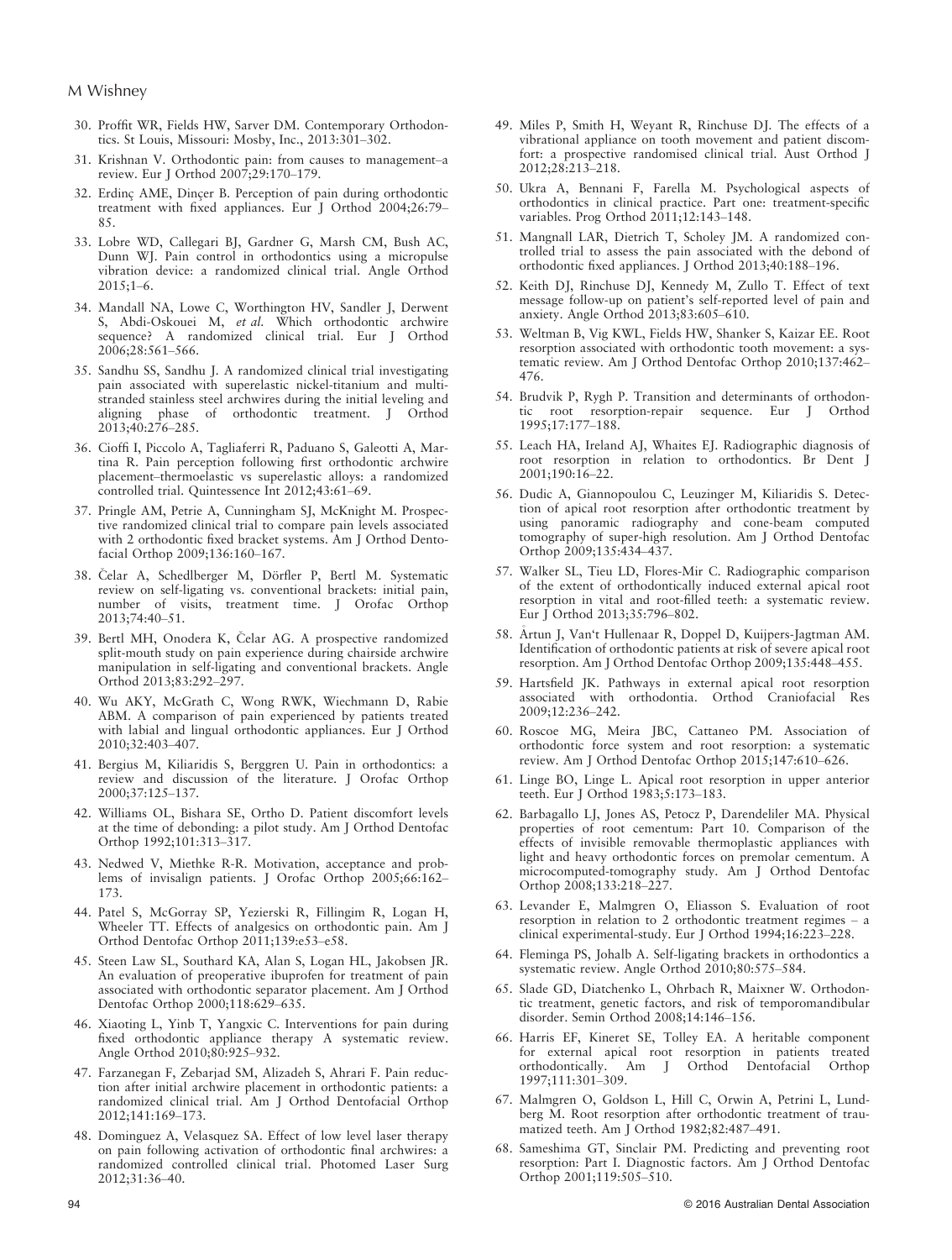30. Proffit WR, Fields HW, Sarver DM. Contemporary Orthodontics. St Louis, Missouri: Mosby, Inc., 2013:301–302.
31. Krishnan V. Orthodontic pain: from causes to management–a review. Eur J Orthod 2007;29:170–179.
32. Erdinç AME, Dinçer B. Perception of pain during orthodontic treatment with fixed appliances. Eur J Orthod 2004;26:79–85.
33. Lobre WD, Callegari BJ, Gardner G, Marsh CM, Bush AC, Dunn WJ. Pain control in orthodontics using a micropulse vibration device: a randomized clinical trial. Angle Orthod 2015;1–6.
34. Mandall NA, Lowe C, Worthington HV, Sandler J, Derwent S, Abdi-Oskouei M, *et al.* Which orthodontic archwire sequence? A randomized clinical trial. Eur J Orthod 2006;28:561–566.
35. Sandhu SS, Sandhu J. A randomized clinical trial investigating pain associated with superelastic nickel-titanium and multistranded stainless steel archwires during the initial leveling and aligning phase of orthodontic treatment. J Orthod 2013;40:276–285.
36. Cioffi I, Piccolo A, Tagliaferri R, Paduano S, Galeotti A, Martina R. Pain perception following first orthodontic archwire placement–thermoelastic vs superelastic alloys: a randomized controlled trial. Quintessence Int 2012;43:61–69.
37. Pringle AM, Petrie A, Cunningham SJ, McKnight M. Prospective randomized clinical trial to compare pain levels associated with 2 orthodontic fixed bracket systems. Am J Orthod Dentofacial Orthop 2009;136:160–167.
38. Čelar A, Schedlberger M, Dörfler P, Bertl M. Systematic review on self-ligating vs. conventional brackets: initial pain, number of visits, treatment time. J Orofac Orthop 2013;74:40–51.
39. Bertl MH, Onodera K, Čelar AG. A prospective randomized split-mouth study on pain experience during chairside archwire manipulation in self-ligating and conventional brackets. Angle Orthod 2013;83:292–297.
40. Wu AKY, McGrath C, Wong RWK, Wiechmann D, Rabie ABM. A comparison of pain experienced by patients treated with labial and lingual orthodontic appliances. Eur J Orthod 2010;32:403–407.
41. Bergius M, Kiliaridis S, Berggren U. Pain in orthodontics: a review and discussion of the literature. J Orofac Orthop 2000;37:125–137.
42. Williams OL, Bishara SE, Ortho D. Patient discomfort levels at the time of debonding: a pilot study. Am J Orthod Dentofac Orthop 1992;101:313–317.
43. Nedwed V, Miethke R-R. Motivation, acceptance and problems of invisalign patients. J Orofac Orthop 2005;66:162–173.
44. Patel S, McGorray SP, Yezierski R, Fillingim R, Logan H, Wheeler TT. Effects of analgesics on orthodontic pain. Am J Orthod Dentofac Orthop 2011;139:e53–e58.
45. Steen Law SL, Southard KA, Alan S, Logan HL, Jakobsen JR. An evaluation of preoperative ibuprofen for treatment of pain associated with orthodontic separator placement. Am J Orthod Dentofac Orthop 2000;118:629–635.
46. Xiaoting L, Yinb T, Yangxic C. Interventions for pain during fixed orthodontic appliance therapy A systematic review. Angle Orthod 2010;80:925–932.
47. Farzanegan F, Zebarjad SM, Alizadeh S, Ahrari F. Pain reduction after initial archwire placement in orthodontic patients: a randomized clinical trial. Am J Orthod Dentofacial Orthop 2012;141:169–173.
48. Dominguez A, Velasquez SA. Effect of low level laser therapy on pain following activation of orthodontic final archwires: a randomized controlled clinical trial. Photomed Laser Surg 2012;31:36–40.
49. Miles P, Smith H, Weyant R, Rinchuse DJ. The effects of a vibrational appliance on tooth movement and patient discomfort: a prospective randomised clinical trial. Aust Orthod J 2012;28:213–218.
50. Ukra A, Bennani F, Farella M. Psychological aspects of orthodontics in clinical practice. Part one: treatment-specific variables. Prog Orthod 2011;12:143–148.
51. Mangnall LAR, Dietrich T, Scholey JM. A randomized controlled trial to assess the pain associated with the debond of orthodontic fixed appliances. J Orthod 2013;40:188–196.
52. Keith DJ, Rinchuse DJ, Kennedy M, Zullo T. Effect of text message follow-up on patient's self-reported level of pain and anxiety. Angle Orthod 2013;83:605–610.
53. Weltman B, Vig KWL, Fields HW, Shanker S, Kaizar EE. Root resorption associated with orthodontic tooth movement: a systematic review. Am J Orthod Dentofac Orthop 2010;137:462–476.
54. Brudvik P, Rygh P. Transition and determinants of orthodontic root resorption-repair sequence. Eur J Orthod 1995;17:177–188.
55. Leach HA, Ireland AJ, Whaites EJ. Radiographic diagnosis of root resorption in relation to orthodontics. Br Dent J 2001;190:16–22.
56. Dudic A, Giannopoulou C, Leuzinger M, Kiliaridis S. Detection of apical root resorption after orthodontic treatment by using panoramic radiography and cone-beam computed tomography of super-high resolution. Am J Orthod Dentofac Orthop 2009;135:434–437.
57. Walker SL, Tieu LD, Flores-Mir C. Radiographic comparison of the extent of orthodontically induced external apical root resorption in vital and root-filled teeth: a systematic review. Eur J Orthod 2013;35:796–802.
58. Årtun J, Van't Hullenaar R, Doppel D, Kuijpers-Jagtman AM. Identification of orthodontic patients at risk of severe apical root resorption. Am J Orthod Dentofac Orthop 2009;135:448–455.
59. Hartsfield JK. Pathways in external apical root resorption associated with orthodontia. Orthod Craniofacial Res 2009;12:236–242.
60. Roscoe MG, Meira JBC, Cattaneo PM. Association of orthodontic force system and root resorption: a systematic review. Am J Orthod Dentofac Orthop 2015;147:610–626.
61. Linge BO, Linge L. Apical root resorption in upper anterior teeth. Eur J Orthod 1983;5:173–183.
62. Barbagallo LJ, Jones AS, Petocz P, Darendeliler MA. Physical properties of root cementum: Part 10. Comparison of the effects of invisible removable thermoplastic appliances with light and heavy orthodontic forces on premolar cementum. A microcomputed-tomography study. Am J Orthod Dentofac Orthop 2008;133:218–227.
63. Levander E, Malmgren O, Eliasson S. Evaluation of root resorption in relation to 2 orthodontic treatment regimes – a clinical experimental-study. Eur J Orthod 1994;16:223–228.
64. Fleminga PS, Johalb A. Self-ligating brackets in orthodontics a systematic review. Angle Orthod 2010;80:575–584.
65. Slade GD, Diatchenko L, Ohrbach R, Maixner W. Orthodontic treatment, genetic factors, and risk of temporomandibular disorder. Semin Orthod 2008;14:146–156.
66. Harris EF, Kineret SE, Tolley EA. A heritable component for external apical root resorption in patients treated orthodontically. Am J Orthod Dentofacial Orthop 1997;111:301–309.
67. Malmgren O, Goldson L, Hill C, Orwin A, Petrini L, Lundberg M. Root resorption after orthodontic treatment of traumatized teeth. Am J Orthod 1982;82:487–491.
68. Sameshima GT, Sinclair PM. Predicting and preventing root resorption: Part I. Diagnostic factors. Am J Orthod Dentofac Orthop 2001;119:505–510.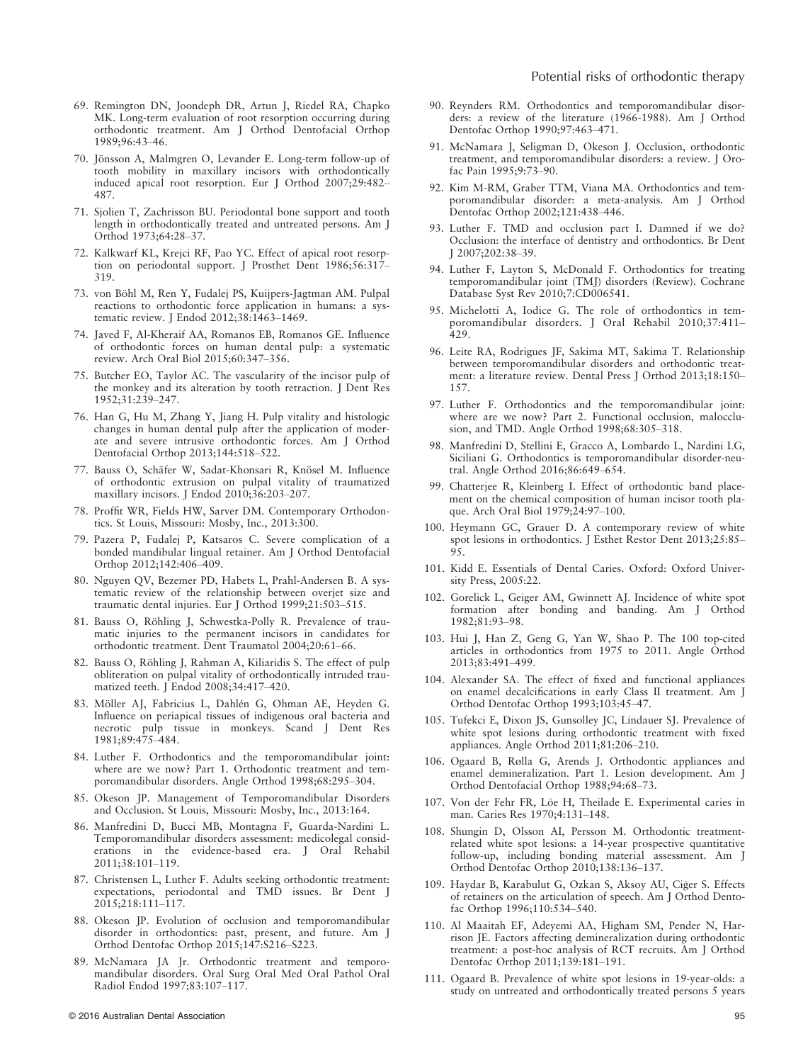69. Remington DN, Joondeph DR, Artun J, Riedel RA, Chapko MK. Long-term evaluation of root resorption occurring during orthodontic treatment. Am J Orthod Dentofacial Orthop 1989;96:43–46.
70. Jönsson A, Malmgren O, Levander E. Long-term follow-up of tooth mobility in maxillary incisors with orthodontically induced apical root resorption. Eur J Orthod 2007;29:482–487.
71. Sjolien T, Zachrisson BU. Periodontal bone support and tooth length in orthodontically treated and untreated persons. Am J Orthod 1973;64:28–37.
72. Kalkwarf KL, Krejci RF, Pao YC. Effect of apical root resorption on periodontal support. J Prosthet Dent 1986;56:317–319.
73. von Böhl M, Ren Y, Fudalej PS, Kuijpers-Jagtman AM. Pulpal reactions to orthodontic force application in humans: a systematic review. J Endod 2012;38:1463–1469.
74. Javed F, Al-Kheraif AA, Romanos EB, Romanos GE. Influence of orthodontic forces on human dental pulp: a systematic review. Arch Oral Biol 2015;60:347–356.
75. Butcher EO, Taylor AC. The vascularity of the incisor pulp of the monkey and its alteration by tooth retraction. J Dent Res 1952;31:239–247.
76. Han G, Hu M, Zhang Y, Jiang H. Pulp vitality and histologic changes in human dental pulp after the application of moderate and severe intrusive orthodontic forces. Am J Orthod Dentofacial Orthop 2013;144:518–522.
77. Bauss O, Schäfer W, Sadat-Khonsari R, Knösel M. Influence of orthodontic extrusion on pulpal vitality of traumatized maxillary incisors. J Endod 2010;36:203–207.
78. Proffit WR, Fields HW, Sarver DM. Contemporary Orthodontics. St Louis, Missouri: Mosby, Inc., 2013:300.
79. Pazera P, Fudalej P, Katsaros C. Severe complication of a bonded mandibular lingual retainer. Am J Orthod Dentofacial Orthop 2012;142:406–409.
80. Nguyen QV, Bezemer PD, Habets L, Prahl-Andersen B. A systematic review of the relationship between overjet size and traumatic dental injuries. Eur J Orthod 1999;21:503–515.
81. Bauss O, Röhling J, Schwestka-Polly R. Prevalence of traumatic injuries to the permanent incisors in candidates for orthodontic treatment. Dent Traumatol 2004;20:61–66.
82. Bauss O, Röhling J, Rahman A, Kiliaridis S. The effect of pulp obliteration on pulpal vitality of orthodontically intruded traumatized teeth. J Endod 2008;34:417–420.
83. Möller AJ, Fabricius L, Dahlén G, Ohman AE, Heyden G. Influence on periapical tissues of indigenous oral bacteria and necrotic pulp tissue in monkeys. Scand J Dent Res 1981;89:475–484.
84. Luther F. Orthodontics and the temporomandibular joint: where are we now? Part 1. Orthodontic treatment and temporomandibular disorders. Angle Orthod 1998;68:295–304.
85. Okeson JP. Management of Temporomandibular Disorders and Occlusion. St Louis, Missouri: Mosby, Inc., 2013:164.
86. Manfredini D, Bucci MB, Montagna F, Guarda-Nardini L. Temporomandibular disorders assessment: medicolegal considerations in the evidence-based era. J Oral Rehabil 2011;38:101–119.
87. Christensen L, Luther F. Adults seeking orthodontic treatment: expectations, periodontal and TMD issues. Br Dent J 2015;218:111–117.
88. Okeson JP. Evolution of occlusion and temporomandibular disorder in orthodontics: past, present, and future. Am J Orthod Dentofac Orthop 2015;147:S216–S223.
89. McNamara JA Jr. Orthodontic treatment and temporomandibular disorders. Oral Surg Oral Med Oral Pathol Oral Radiol Endod 1997;83:107–117.
90. Reynders RM. Orthodontics and temporomandibular disorders: a review of the literature (1966-1988). Am J Orthod Dentofac Orthop 1990;97:463–471.
91. McNamara J, Seligman D, Okeson J. Occlusion, orthodontic treatment, and temporomandibular disorders: a review. J Orofac Pain 1995;9:73–90.
92. Kim M-RM, Graber TTM, Viana MA. Orthodontics and temporomandibular disorder: a meta-analysis. Am J Orthod Dentofac Orthop 2002;121:438–446.
93. Luther F. TMD and occlusion part I. Damned if we do? Occlusion: the interface of dentistry and orthodontics. Br Dent J 2007;202:38–39.
94. Luther F, Layton S, McDonald F. Orthodontics for treating temporomandibular joint (TMJ) disorders (Review). Cochrane Database Syst Rev 2010;7:CD006541.
95. Michelotti A, Iodice G. The role of orthodontics in temporomandibular disorders. J Oral Rehabil 2010;37:411–429.
96. Leite RA, Rodrigues JF, Sakima MT, Sakima T. Relationship between temporomandibular disorders and orthodontic treatment: a literature review. Dental Press J Orthod 2013;18:150–157.
97. Luther F. Orthodontics and the temporomandibular joint: where are we now? Part 2. Functional occlusion, malocclusion, and TMD. Angle Orthod 1998;68:305–318.
98. Manfredini D, Stellini E, Gracco A, Lombardo L, Nardini LG, Siciliani G. Orthodontics is temporomandibular disorder-neutral. Angle Orthod 2016;86:649–654.
99. Chatterjee R, Kleinberg I. Effect of orthodontic band placement on the chemical composition of human incisor tooth plaque. Arch Oral Biol 1979;24:97–100.
100. Heymann GC, Grauer D. A contemporary review of white spot lesions in orthodontics. J Esthet Restor Dent 2013;25:85–95.
101. Kidd E. Essentials of Dental Caries. Oxford: Oxford University Press, 2005:22.
102. Gorelick L, Geiger AM, Gwinnett AJ. Incidence of white spot formation after bonding and banding. Am J Orthod 1982;81:93–98.
103. Hui J, Han Z, Geng G, Yan W, Shao P. The 100 top-cited articles in orthodontics from 1975 to 2011. Angle Orthod 2013;83:491–499.
104. Alexander SA. The effect of fixed and functional appliances on enamel decalcifications in early Class II treatment. Am J Orthod Dentofac Orthop 1993;103:45–47.
105. Tufekci E, Dixon JS, Gunsolley JC, Lindauer SJ. Prevalence of white spot lesions during orthodontic treatment with fixed appliances. Angle Orthod 2011;81:206–210.
106. Ogaard B, Rølla G, Arends J. Orthodontic appliances and enamel demineralization. Part 1. Lesion development. Am J Orthod Dentofacial Orthop 1988;94:68–73.
107. Von der Fehr FR, Löe H, Theilade E. Experimental caries in man. Caries Res 1970;4:131–148.
108. Shungin D, Olsson AI, Persson M. Orthodontic treatment-related white spot lesions: a 14-year prospective quantitative follow-up, including bonding material assessment. Am J Orthod Dentofac Orthop 2010;138:136–137.
109. Haydar B, Karabulut G, Ozkan S, Aksoy AU, Ciğer S. Effects of retainers on the articulation of speech. Am J Orthod Dentofac Orthop 1996;110:534–540.
110. Al Maaitah EF, Adeyemi AA, Higham SM, Pender N, Harrison JE. Factors affecting demineralization during orthodontic treatment: a post-hoc analysis of RCT recruits. Am J Orthod Dentofac Orthop 2011;139:181–191.
111. Ogaard B. Prevalence of white spot lesions in 19-year-olds: a study on untreated and orthodontically treated persons 5 years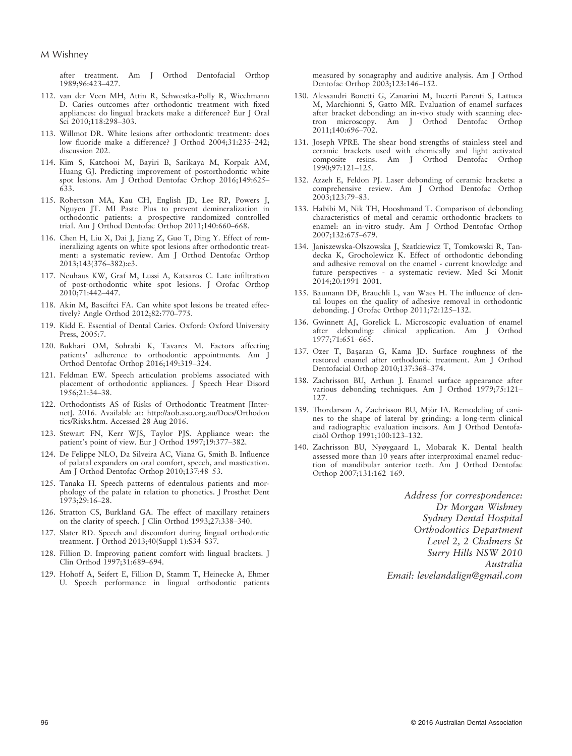after treatment. Am J Orthod Dentofacial Orthop 1989;96:423–427.

112. van der Veen MH, Attin R, Schwestka-Polly R, Wiechmann D. Caries outcomes after orthodontic treatment with fixed appliances: do lingual brackets make a difference? Eur J Oral Sci 2010;118:298–303.
113. Willmot DR. White lesions after orthodontic treatment: does low fluoride make a difference? J Orthod 2004;31:235–242; discussion 202.
114. Kim S, Katchooi M, Bayiri B, Sarikaya M, Korpak AM, Huang GJ. Predicting improvement of postorthodontic white spot lesions. Am J Orthod Dentofac Orthop 2016;149:625–633.
115. Robertson MA, Kau CH, English JD, Lee RP, Powers J, Nguyen JT. MI Paste Plus to prevent demineralization in orthodontic patients: a prospective randomized controlled trial. Am J Orthod Dentofac Orthop 2011;140:660–668.
116. Chen H, Liu X, Dai J, Jiang Z, Guo T, Ding Y. Effect of remineralizing agents on white spot lesions after orthodontic treatment: a systematic review. Am J Orthod Dentofac Orthop 2013;143(376–382):e3.
117. Neuhaus KW, Graf M, Lussi A, Katsaros C. Late infiltration of post-orthodontic white spot lesions. J Orofac Orthop 2010;71:442–447.
118. Akin M, Basciftci FA. Can white spot lesions be treated effectively? Angle Orthod 2012;82:770–775.
119. Kidd E. Essential of Dental Caries. Oxford: Oxford University Press, 2005:7.
120. Bukhari OM, Sohrabi K, Tavares M. Factors affecting patients' adherence to orthodontic appointments. Am J Orthod Dentofac Orthop 2016;149:319–324.
121. Feldman EW. Speech articulation problems associated with placement of orthodontic appliances. J Speech Hear Disord 1956;21:34–38.
122. Orthodontists AS of Risks of Orthodontic Treatment [Internet]. 2016. Available at: http://aob.aso.org.au/Docs/Orthodontics/Risks.htm. Accessed 28 Aug 2016.
123. Stewart FN, Kerr WJS, Taylor PJS. Appliance wear: the patient's point of view. Eur J Orthod 1997;19:377–382.
124. De Felippe NLO, Da Silveira AC, Viana G, Smith B. Influence of palatal expanders on oral comfort, speech, and mastication. Am J Orthod Dentofac Orthop 2010;137:48–53.
125. Tanaka H. Speech patterns of edentulous patients and morphology of the palate in relation to phonetics. J Prosthet Dent 1973;29:16–28.
126. Stratton CS, Burkland GA. The effect of maxillary retainers on the clarity of speech. J Clin Orthod 1993;27:338–340.
127. Slater RD. Speech and discomfort during lingual orthodontic treatment. J Orthod 2013;40(Suppl 1):S34–S37.
128. Fillion D. Improving patient comfort with lingual brackets. J Clin Orthod 1997;31:689–694.
129. Hohoff A, Seifert E, Fillion D, Stamm T, Heinecke A, Ehmer U. Speech performance in lingual orthodontic patients measured by sonagraphy and auditive analysis. Am J Orthod Dentofac Orthop 2003;123:146–152.
130. Alessandri Bonetti G, Zanarini M, Incerti Parenti S, Lattuca M, Marchionni S, Gatto MR. Evaluation of enamel surfaces after bracket debonding: an in-vivo study with scanning electron microscopy. Am J Orthod Dentofac Orthop 2011;140:696–702.
131. Joseph VPRE. The shear bond strengths of stainless steel and ceramic brackets used with chemically and light activated composite resins. Am J Orthod Dentofac Orthop 1990;97:121–125.
132. Azzeh E, Feldon PJ. Laser debonding of ceramic brackets: a comprehensive review. Am J Orthod Dentofac Orthop 2003;123:79–83.
133. Habibi M, Nik TH, Hooshmand T. Comparison of debonding characteristics of metal and ceramic orthodontic brackets to enamel: an in-vitro study. Am J Orthod Dentofac Orthop 2007;132:675–679.
134. Janiszewska-Olszowska J, Szatkiewicz T, Tomkowski R, Tandecka K, Grocholewicz K. Effect of orthodontic debonding and adhesive removal on the enamel - current knowledge and future perspectives - a systematic review. Med Sci Monit 2014;20:1991–2001.
135. Baumann DF, Brauchli L, van Waes H. The influence of dental loupes on the quality of adhesive removal in orthodontic debonding. J Orofac Orthop 2011;72:125–132.
136. Gwinnett AJ, Gorelick L. Microscopic evaluation of enamel after debonding: clinical application. Am J Orthod 1977;71:651–665.
137. Ozer T, Başaran G, Kama JD. Surface roughness of the restored enamel after orthodontic treatment. Am J Orthod Dentofacial Orthop 2010;137:368–374.
138. Zachrisson BU, Arthun J. Enamel surface appearance after various debonding techniques. Am J Orthod 1979;75:121–127.
139. Thordarson A, Zachrisson BU, Mjör IA. Remodeling of canines to the shape of lateral by grinding: a long-term clinical and radiographic evaluation incisors. Am J Orthod Dentofaciaöl Orthop 1991;100:123–132.
140. Zachrisson BU, Nyøygaard L, Mobarak K. Dental health assessed more than 10 years after interproximal enamel reduction of mandibular anterior teeth. Am J Orthod Dentofac Orthop 2007;131:162–169.

*Address for correspondence:*
*Dr Morgan Wishney*
*Sydney Dental Hospital*
*Orthodontics Department*
*Level 2, 2 Chalmers St*
*Surry Hills NSW 2010*
*Australia*
*Email: levelandalign@gmail.com*